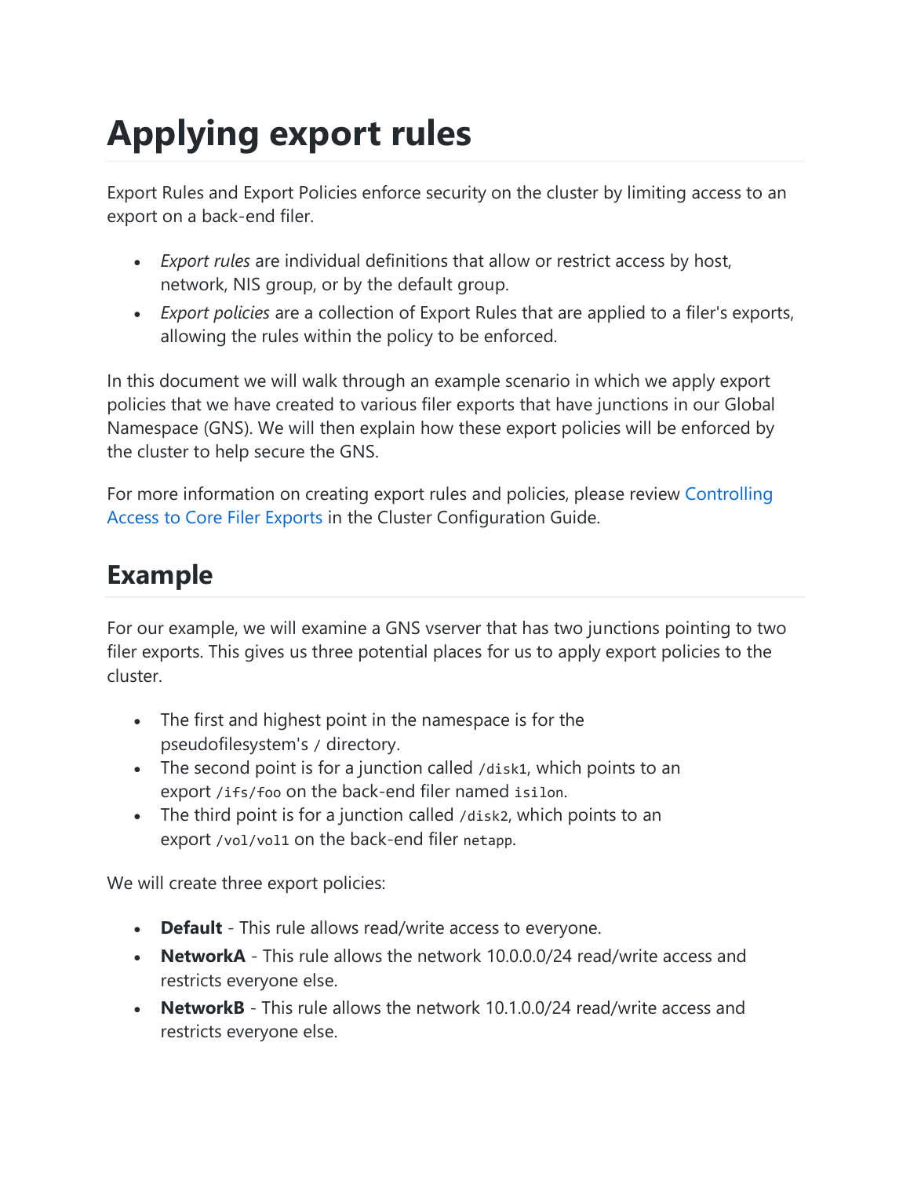# Applying export rules

Export Rules and Export Policies enforce security on the cluster by limiting access to an export on a back-end filer.

- *Export rules* are individual definitions that allow or restrict access by host, network, NIS group, or by the default group.
- *Export policies* are a collection of Export Rules that are applied to a filer's exports, allowing the rules within the policy to be enforced.

In this document we will walk through an example scenario in which we apply export policies that we have created to various filer exports that have junctions in our Global Namespace (GNS). We will then explain how these export policies will be enforced by the cluster to help secure the GNS.

For more information on creating export rules and policies, please review Controlling Access to Core Filer Exports in the Cluster Configuration Guide.

## Example

For our example, we will examine a GNS vserver that has two junctions pointing to two filer exports. This gives us three potential places for us to apply export policies to the cluster.

- The first and highest point in the namespace is for the pseudofilesystem's `/` directory.
- The second point is for a junction called `/disk1`, which points to an export `/ifs/foo` on the back-end filer named `isilon`.
- The third point is for a junction called `/disk2`, which points to an export `/vol/vol1` on the back-end filer `netapp`.

We will create three export policies:

- **Default** - This rule allows read/write access to everyone.
- **NetworkA** - This rule allows the network 10.0.0.0/24 read/write access and restricts everyone else.
- **NetworkB** - This rule allows the network 10.1.0.0/24 read/write access and restricts everyone else.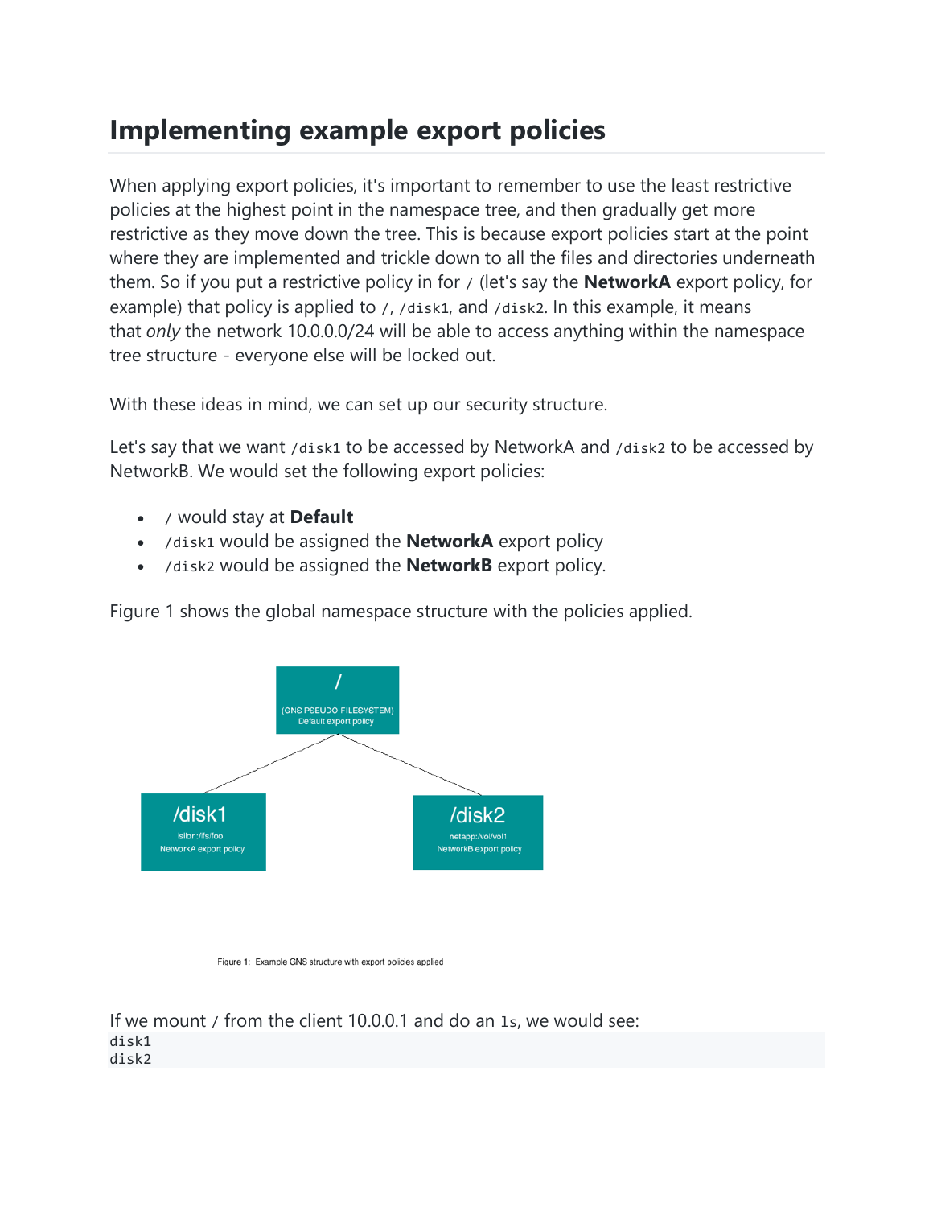# Implementing example export policies

When applying export policies, it's important to remember to use the least restrictive policies at the highest point in the namespace tree, and then gradually get more restrictive as they move down the tree. This is because export policies start at the point where they are implemented and trickle down to all the files and directories underneath them. So if you put a restrictive policy in for `/` (let's say the **NetworkA** export policy, for example) that policy is applied to `/`, `/disk1`, and `/disk2`. In this example, it means that *only* the network 10.0.0.0/24 will be able to access anything within the namespace tree structure - everyone else will be locked out.

With these ideas in mind, we can set up our security structure.

Let's say that we want `/disk1` to be accessed by NetworkA and `/disk2` to be accessed by NetworkB. We would set the following export policies:

- `/` would stay at **Default**
- `/disk1` would be assigned the **NetworkA** export policy
- `/disk2` would be assigned the **NetworkB** export policy.

Figure 1 shows the global namespace structure with the policies applied.

/
(GNS PSEUDO FILESYSTEM)
Default export policy

/disk1
isilon:/ifs/foo
NetworkA export policy

/disk2
netapp:/vol/vol1
NetworkB export policy

Figure 1: Example GNS structure with export policies applied

If we mount `/` from the client 10.0.0.1 and do an `ls`, we would see:

```
disk1
disk2
```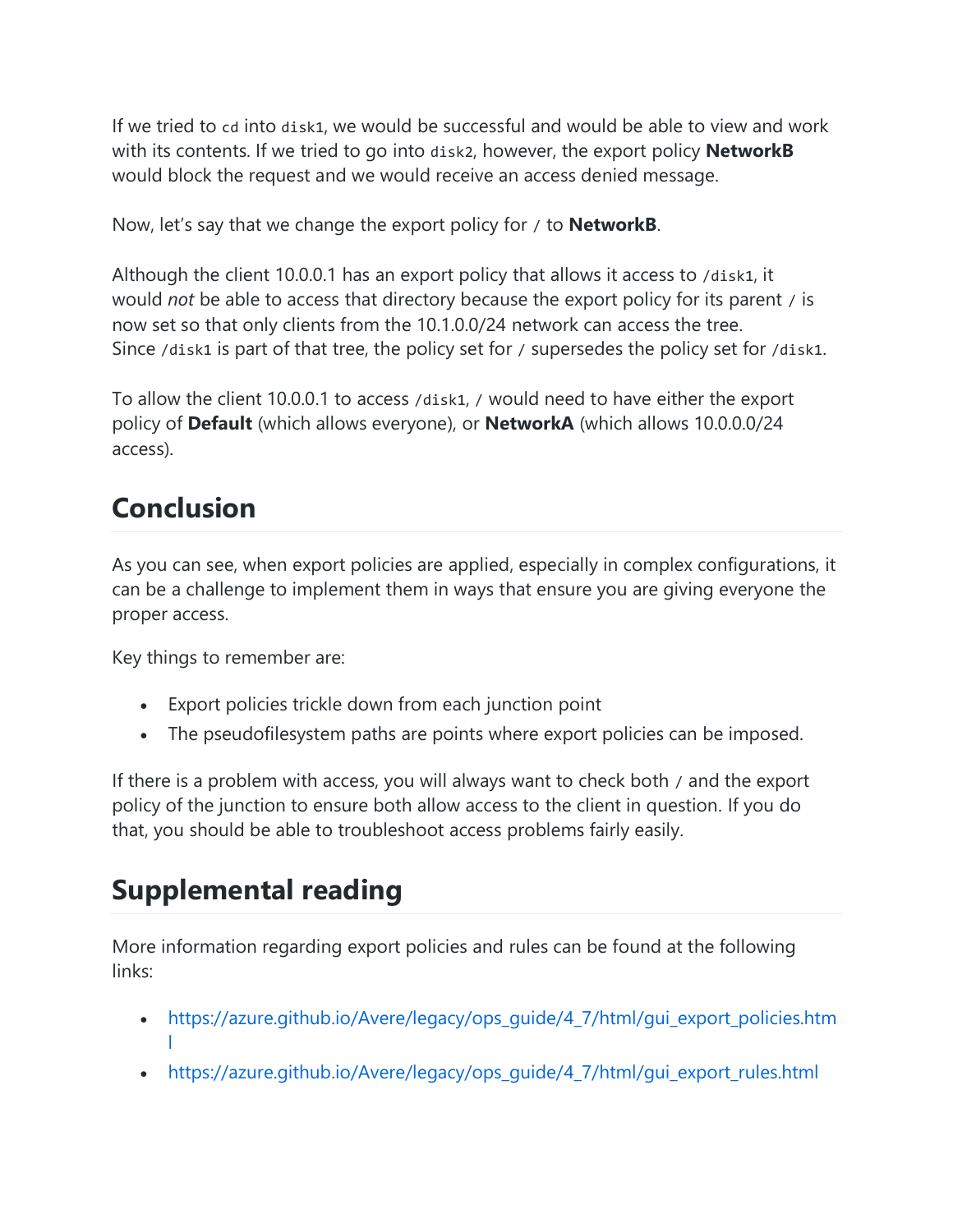If we tried to `cd` into `disk1`, we would be successful and would be able to view and work with its contents. If we tried to go into `disk2`, however, the export policy **NetworkB** would block the request and we would receive an access denied message.

Now, let's say that we change the export policy for `/` to **NetworkB**.

Although the client 10.0.0.1 has an export policy that allows it access to `/disk1`, it would *not* be able to access that directory because the export policy for its parent `/` is now set so that only clients from the 10.1.0.0/24 network can access the tree. Since `/disk1` is part of that tree, the policy set for `/` supersedes the policy set for `/disk1`.

To allow the client 10.0.0.1 to access `/disk1`, `/` would need to have either the export policy of **Default** (which allows everyone), or **NetworkA** (which allows 10.0.0.0/24 access).

## Conclusion

As you can see, when export policies are applied, especially in complex configurations, it can be a challenge to implement them in ways that ensure you are giving everyone the proper access.

Key things to remember are:

- Export policies trickle down from each junction point
- The pseudofilesystem paths are points where export policies can be imposed.

If there is a problem with access, you will always want to check both `/` and the export policy of the junction to ensure both allow access to the client in question. If you do that, you should be able to troubleshoot access problems fairly easily.

## Supplemental reading

More information regarding export policies and rules can be found at the following links:

- https://azure.github.io/Avere/legacy/ops_guide/4_7/html/gui_export_policies.html
- https://azure.github.io/Avere/legacy/ops_guide/4_7/html/gui_export_rules.html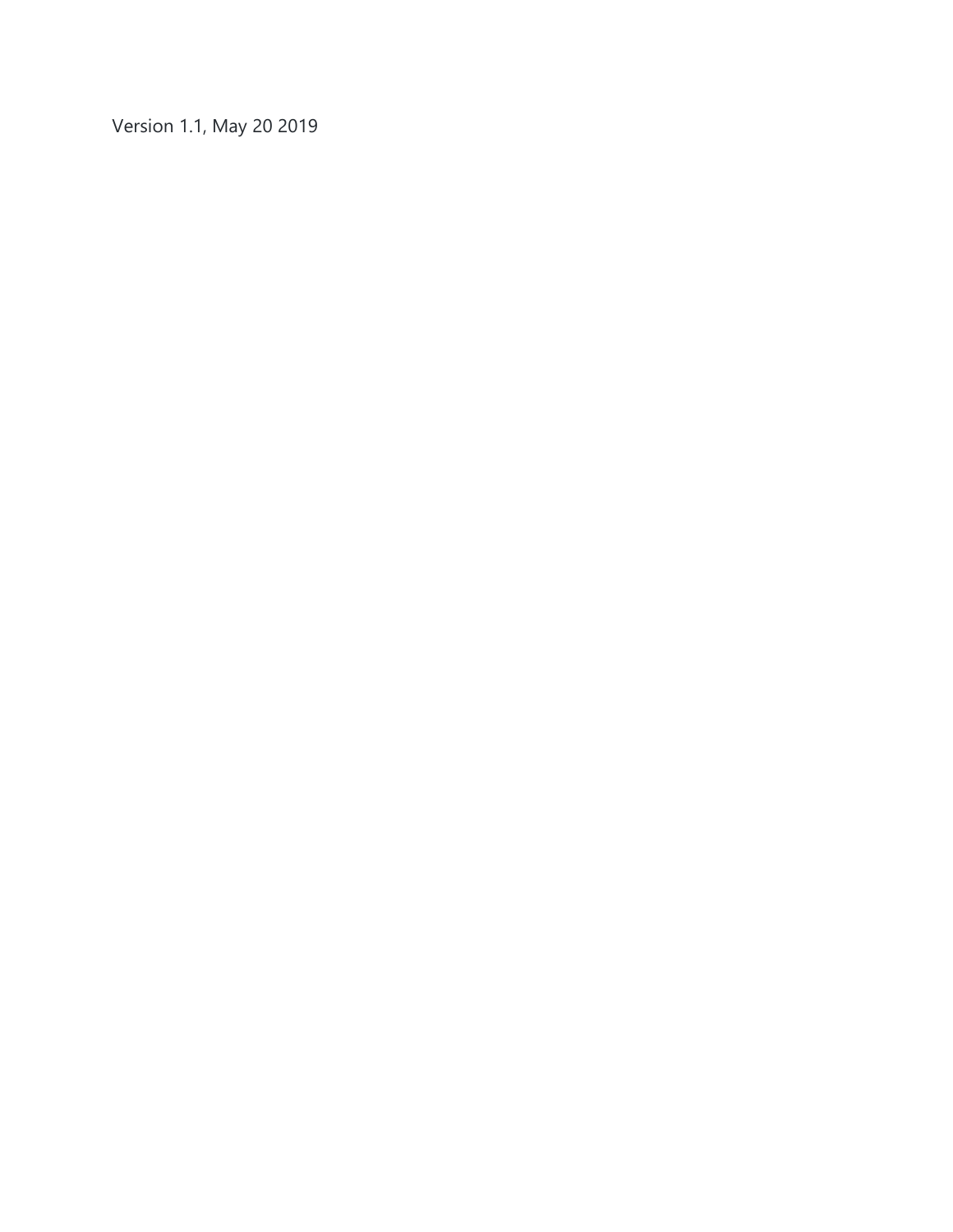Version 1.1, May 20 2019